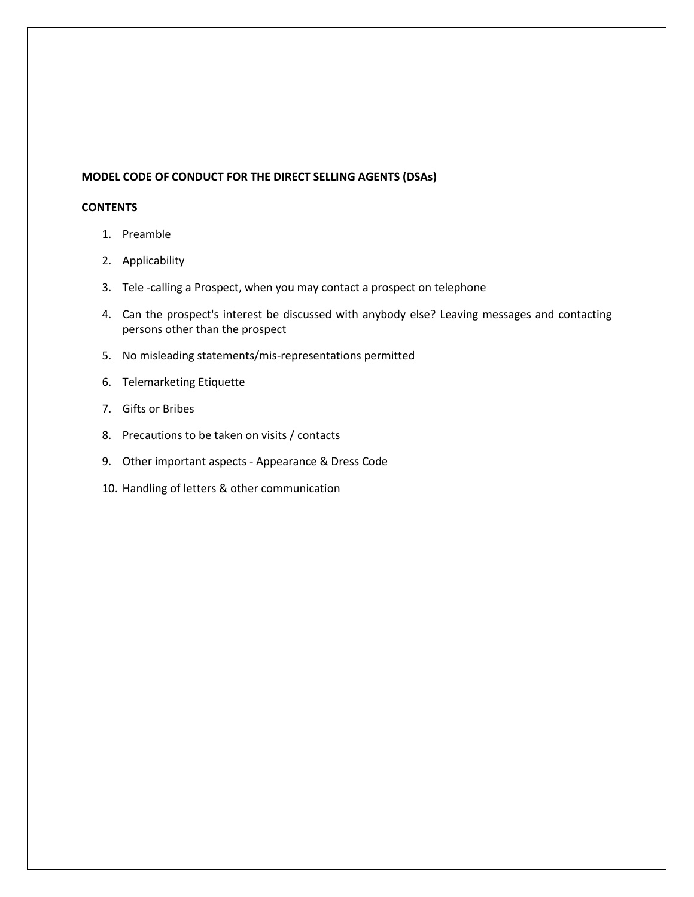**MODEL CODE OF CONDUCT FOR THE DIRECT SELLING AGENTS (DSAs)**

**CONTENTS**

1. Preamble
2. Applicability
3. Tele -calling a Prospect, when you may contact a prospect on telephone
4. Can the prospect's interest be discussed with anybody else? Leaving messages and contacting persons other than the prospect
5. No misleading statements/mis-representations permitted
6. Telemarketing Etiquette
7. Gifts or Bribes
8. Precautions to be taken on visits / contacts
9. Other important aspects - Appearance & Dress Code
10. Handling of letters & other communication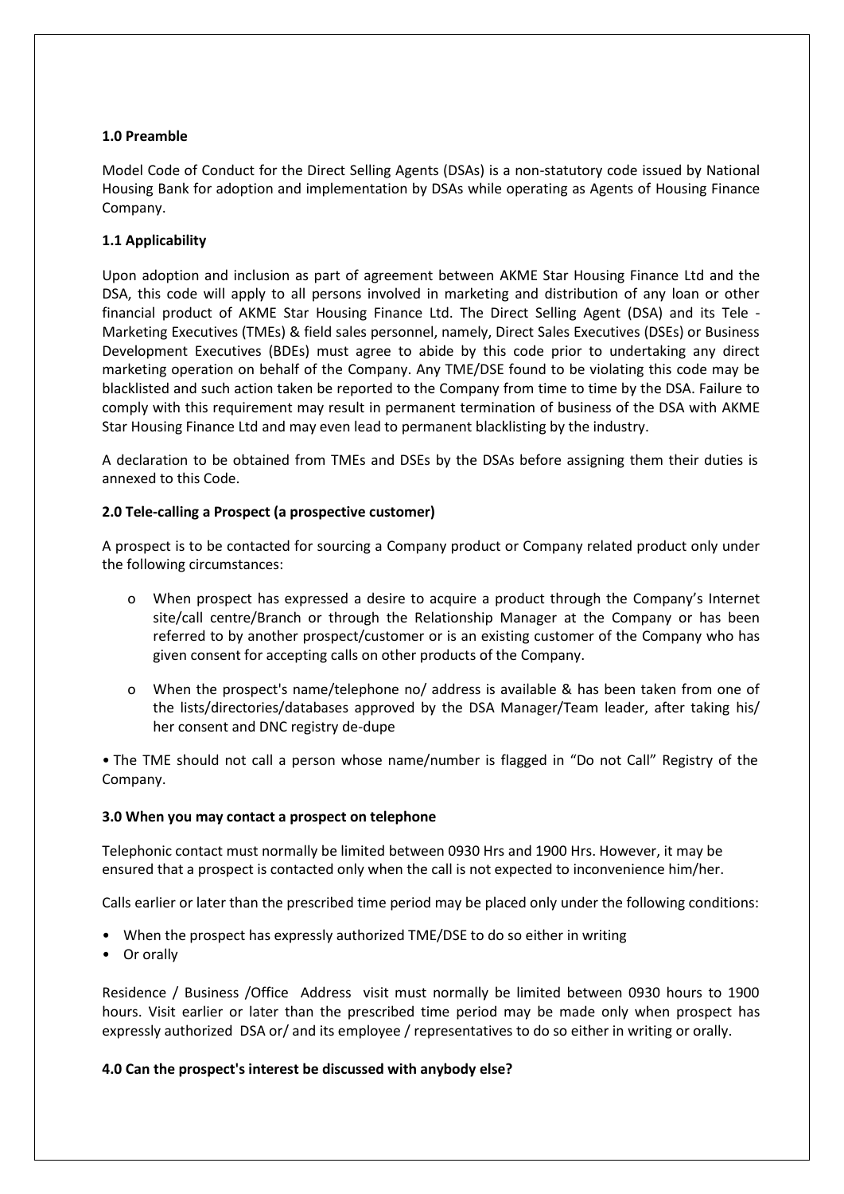#### 1.0 Preamble

Model Code of Conduct for the Direct Selling Agents (DSAs) is a non-statutory code issued by National Housing Bank for adoption and implementation by DSAs while operating as Agents of Housing Finance Company.

#### 1.1 Applicability

Upon adoption and inclusion as part of agreement between AKME Star Housing Finance Ltd and the DSA, this code will apply to all persons involved in marketing and distribution of any loan or other financial product of AKME Star Housing Finance Ltd. The Direct Selling Agent (DSA) and its Tele - Marketing Executives (TMEs) & field sales personnel, namely, Direct Sales Executives (DSEs) or Business Development Executives (BDEs) must agree to abide by this code prior to undertaking any direct marketing operation on behalf of the Company. Any TME/DSE found to be violating this code may be blacklisted and such action taken be reported to the Company from time to time by the DSA. Failure to comply with this requirement may result in permanent termination of business of the DSA with AKME Star Housing Finance Ltd and may even lead to permanent blacklisting by the industry.

A declaration to be obtained from TMEs and DSEs by the DSAs before assigning them their duties is annexed to this Code.

#### 2.0 Tele-calling a Prospect (a prospective customer)

A prospect is to be contacted for sourcing a Company product or Company related product only under the following circumstances:

- o When prospect has expressed a desire to acquire a product through the Company's Internet site/call centre/Branch or through the Relationship Manager at the Company or has been referred to by another prospect/customer or is an existing customer of the Company who has given consent for accepting calls on other products of the Company.
- o When the prospect's name/telephone no/ address is available & has been taken from one of the lists/directories/databases approved by the DSA Manager/Team leader, after taking his/ her consent and DNC registry de-dupe

• The TME should not call a person whose name/number is flagged in "Do not Call" Registry of the Company.

#### 3.0 When you may contact a prospect on telephone

Telephonic contact must normally be limited between 0930 Hrs and 1900 Hrs. However, it may be ensured that a prospect is contacted only when the call is not expected to inconvenience him/her.

Calls earlier or later than the prescribed time period may be placed only under the following conditions:

- When the prospect has expressly authorized TME/DSE to do so either in writing
- Or orally

Residence / Business /Office Address visit must normally be limited between 0930 hours to 1900 hours. Visit earlier or later than the prescribed time period may be made only when prospect has expressly authorized DSA or/ and its employee / representatives to do so either in writing or orally.

#### 4.0 Can the prospect's interest be discussed with anybody else?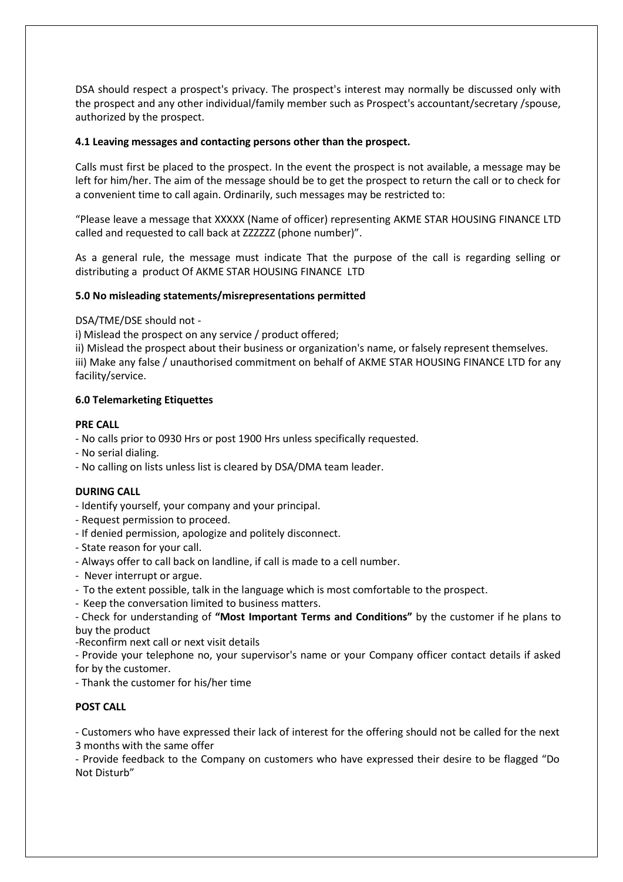DSA should respect a prospect's privacy. The prospect's interest may normally be discussed only with the prospect and any other individual/family member such as Prospect's accountant/secretary /spouse, authorized by the prospect.

**4.1 Leaving messages and contacting persons other than the prospect.**

Calls must first be placed to the prospect. In the event the prospect is not available, a message may be left for him/her. The aim of the message should be to get the prospect to return the call or to check for a convenient time to call again. Ordinarily, such messages may be restricted to:

"Please leave a message that XXXXX (Name of officer) representing AKME STAR HOUSING FINANCE LTD called and requested to call back at ZZZZZZ (phone number)".

As a general rule, the message must indicate That the purpose of the call is regarding selling or distributing a product Of AKME STAR HOUSING FINANCE LTD

**5.0 No misleading statements/misrepresentations permitted**

DSA/TME/DSE should not -

i) Mislead the prospect on any service / product offered;
ii) Mislead the prospect about their business or organization's name, or falsely represent themselves.
iii) Make any false / unauthorised commitment on behalf of AKME STAR HOUSING FINANCE LTD for any facility/service.

**6.0 Telemarketing Etiquettes**

**PRE CALL**

- No calls prior to 0930 Hrs or post 1900 Hrs unless specifically requested.
- No serial dialing.
- No calling on lists unless list is cleared by DSA/DMA team leader.

**DURING CALL**

- Identify yourself, your company and your principal.
- Request permission to proceed.
- If denied permission, apologize and politely disconnect.
- State reason for your call.
- Always offer to call back on landline, if call is made to a cell number.
- Never interrupt or argue.
- To the extent possible, talk in the language which is most comfortable to the prospect.
- Keep the conversation limited to business matters.
- Check for understanding of **"Most Important Terms and Conditions"** by the customer if he plans to buy the product
- Reconfirm next call or next visit details
- Provide your telephone no, your supervisor's name or your Company officer contact details if asked for by the customer.
- Thank the customer for his/her time

**POST CALL**

- Customers who have expressed their lack of interest for the offering should not be called for the next 3 months with the same offer
- Provide feedback to the Company on customers who have expressed their desire to be flagged "Do Not Disturb"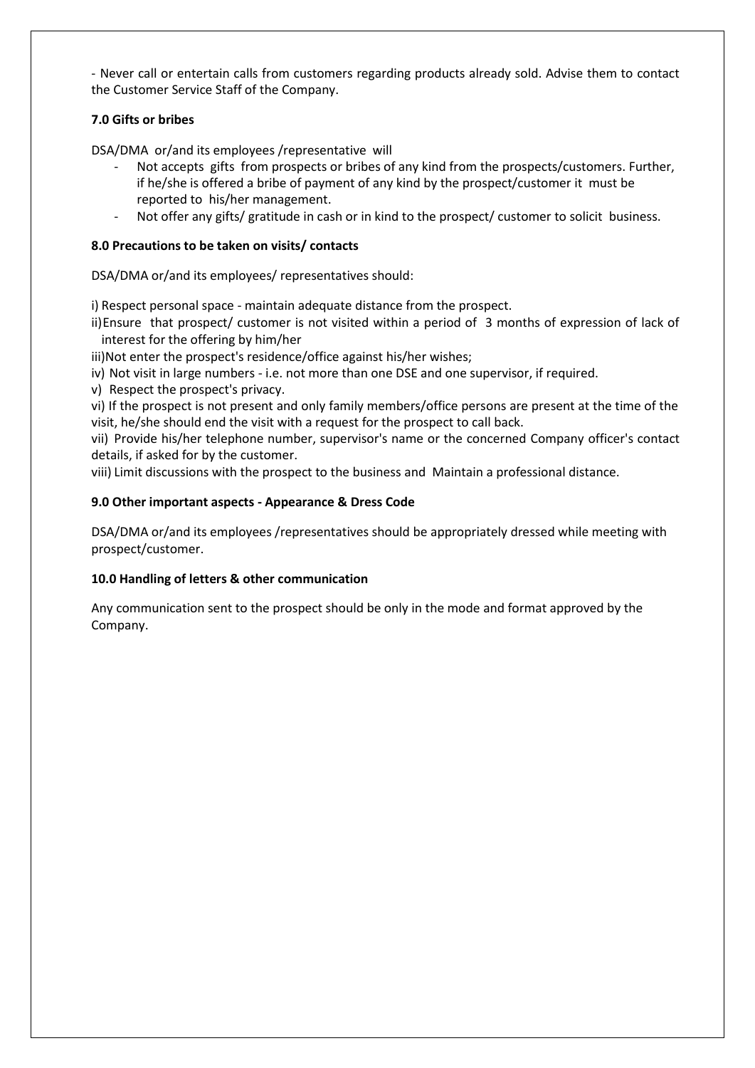- Never call or entertain calls from customers regarding products already sold. Advise them to contact the Customer Service Staff of the Company.

**7.0 Gifts or bribes**

DSA/DMA or/and its employees /representative will

- Not accepts gifts from prospects or bribes of any kind from the prospects/customers. Further, if he/she is offered a bribe of payment of any kind by the prospect/customer it must be reported to his/her management.
- Not offer any gifts/ gratitude in cash or in kind to the prospect/ customer to solicit business.

**8.0 Precautions to be taken on visits/ contacts**

DSA/DMA or/and its employees/ representatives should:

i) Respect personal space - maintain adequate distance from the prospect.

ii) Ensure that prospect/ customer is not visited within a period of 3 months of expression of lack of interest for the offering by him/her

iii) Not enter the prospect's residence/office against his/her wishes;

iv) Not visit in large numbers - i.e. not more than one DSE and one supervisor, if required.

v) Respect the prospect's privacy.

vi) If the prospect is not present and only family members/office persons are present at the time of the visit, he/she should end the visit with a request for the prospect to call back.

vii) Provide his/her telephone number, supervisor's name or the concerned Company officer's contact details, if asked for by the customer.

viii) Limit discussions with the prospect to the business and Maintain a professional distance.

**9.0 Other important aspects - Appearance & Dress Code**

DSA/DMA or/and its employees /representatives should be appropriately dressed while meeting with prospect/customer.

**10.0 Handling of letters & other communication**

Any communication sent to the prospect should be only in the mode and format approved by the Company.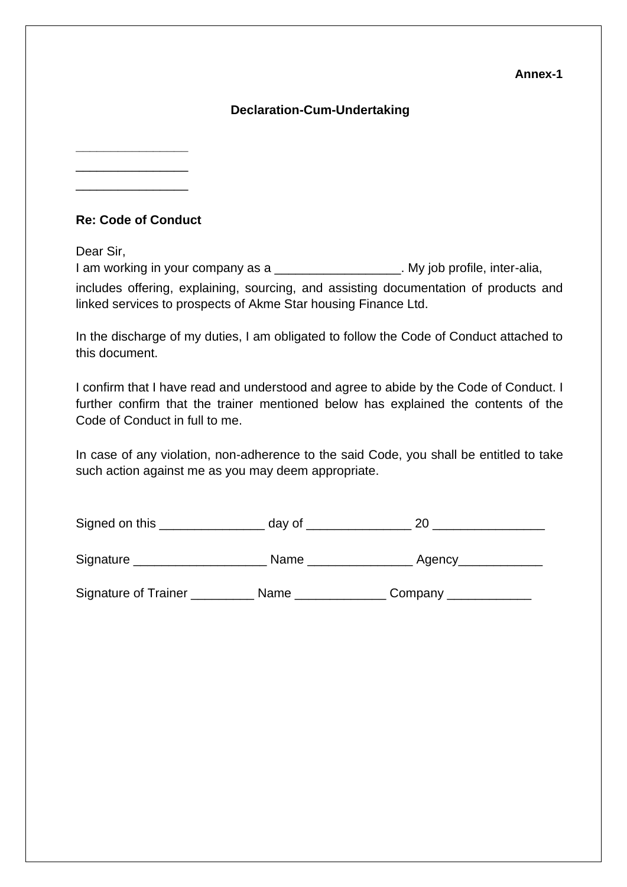**Annex-1**

**Declaration-Cum-Undertaking**

________________

________________

________________

**Re: Code of Conduct**

Dear Sir,
I am working in your company as a __________________. My job profile, inter-alia, includes offering, explaining, sourcing, and assisting documentation of products and linked services to prospects of Akme Star housing Finance Ltd.

In the discharge of my duties, I am obligated to follow the Code of Conduct attached to this document.

I confirm that I have read and understood and agree to abide by the Code of Conduct. I further confirm that the trainer mentioned below has explained the contents of the Code of Conduct in full to me.

In case of any violation, non-adherence to the said Code, you shall be entitled to take such action against me as you may deem appropriate.

Signed on this _______________ day of _______________ 20 ________________

Signature ___________________ Name _______________ Agency____________

Signature of Trainer _________ Name _____________ Company ____________